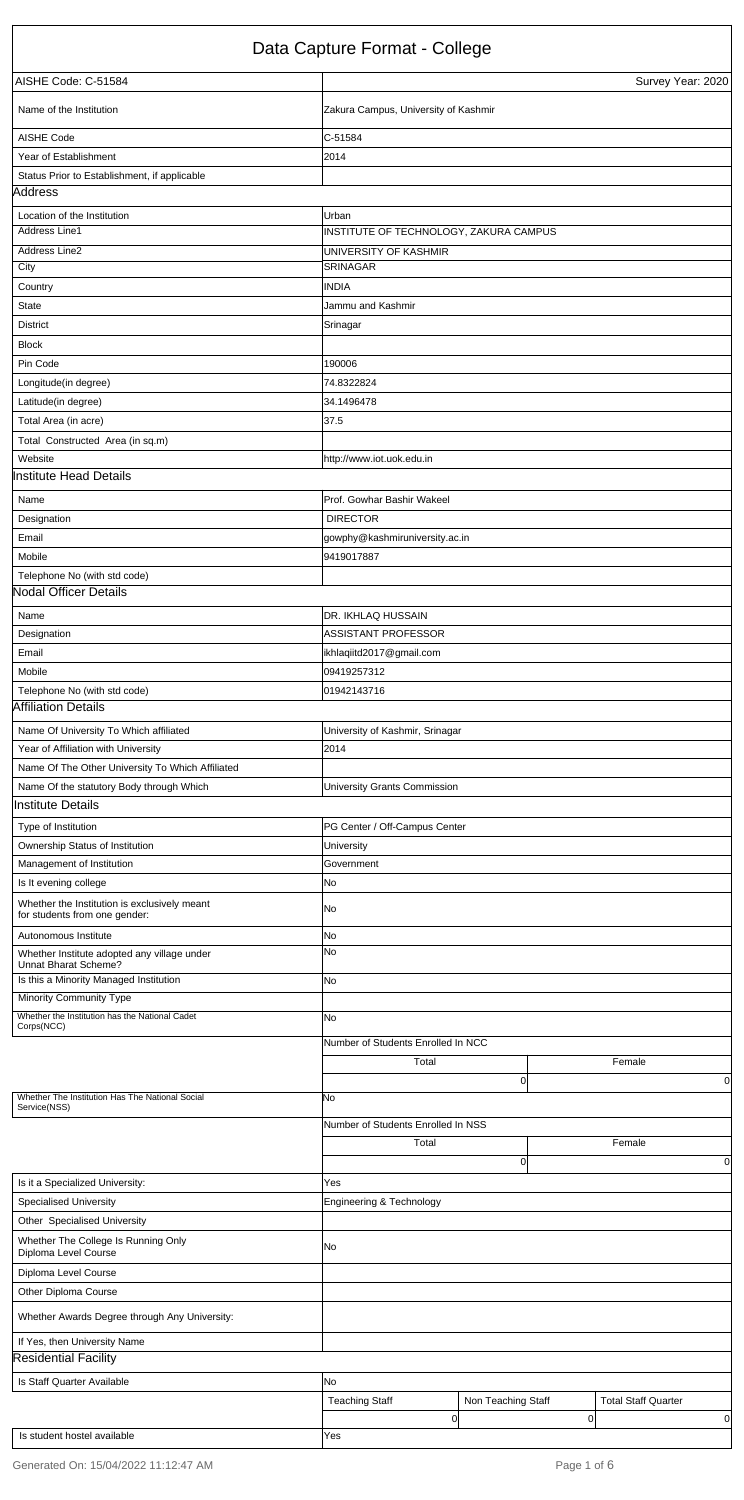# Data Capture Format - College

| AISHE Code: C-51584 | Survey Year: 2020 |
|---|---|
| Name of the Institution | Zakura Campus, University of Kashmir |
| AISHE Code | C-51584 |
| Year of Establishment | 2014 |
| Status Prior to Establishment, if applicable | |

## Address

| | |
|---|---|
| Location of the Institution | Urban |
| Address Line1 | INSTITUTE OF TECHNOLOGY, ZAKURA CAMPUS |
| Address Line2 | UNIVERSITY OF KASHMIR |
| City | SRINAGAR |
| Country | INDIA |
| State | Jammu and Kashmir |
| District | Srinagar |
| Block | |
| Pin Code | 190006 |
| Longitude(in degree) | 74.8322824 |
| Latitude(in degree) | 34.1496478 |
| Total Area (in acre) | 37.5 |
| Total Constructed Area (in sq.m) | |
| Website | http://www.iot.uok.edu.in |

## Institute Head Details

| | |
|---|---|
| Name | Prof. Gowhar Bashir Wakeel |
| Designation | DIRECTOR |
| Email | gowphy@kashmiruniversity.ac.in |
| Mobile | 9419017887 |
| Telephone No (with std code) | |

## Nodal Officer Details

| | |
|---|---|
| Name | DR. IKHLAQ HUSSAIN |
| Designation | ASSISTANT PROFESSOR |
| Email | ikhlaqiitd2017@gmail.com |
| Mobile | 09419257312 |
| Telephone No (with std code) | 01942143716 |

## Affiliation Details

| | |
|---|---|
| Name Of University To Which affiliated | University of Kashmir, Srinagar |
| Year of Affiliation with University | 2014 |
| Name Of The Other University To Which Affiliated | |
| Name Of the statutory Body through Which | University Grants Commission |

## Institute Details

| | | | |
|---|---|---|---|
| Type of Institution | PG Center / Off-Campus Center | | |
| Ownership Status of Institution | University | | |
| Management of Institution | Government | | |
| Is It evening college | No | | |
| Whether the Institution is exclusively meant for students from one gender: | No | | |
| Autonomous Institute | No | | |
| Whether Institute adopted any village under Unnat Bharat Scheme? | No | | |
| Is this a Minority Managed Institution | No | | |
| Minority Community Type | | | |
| Whether the Institution has the National Cadet Corps(NCC) | No | | |
| | Number of Students Enrolled In NCC | | |
| | Total | | Female |
| | 0 | | 0 |
| Whether The Institution Has The National Social Service(NSS) | No | | |
| | Number of Students Enrolled In NSS | | |
| | Total | | Female |
| | 0 | | 0 |
| Is it a Specialized University: | Yes | | |
| Specialised University | Engineering & Technology | | |
| Other Specialised University | | | |
| Whether The College Is Running Only Diploma Level Course | No | | |
| Diploma Level Course | | | |
| Other Diploma Course | | | |
| Whether Awards Degree through Any University: | | | |
| If Yes, then University Name | | | |

## Residential Facility

| | | | |
|---|---|---|---|
| Is Staff Quarter Available | No | | |
| | Teaching Staff | Non Teaching Staff | Total Staff Quarter |
| | 0 | 0 | 0 |
| Is student hostel available | Yes | | |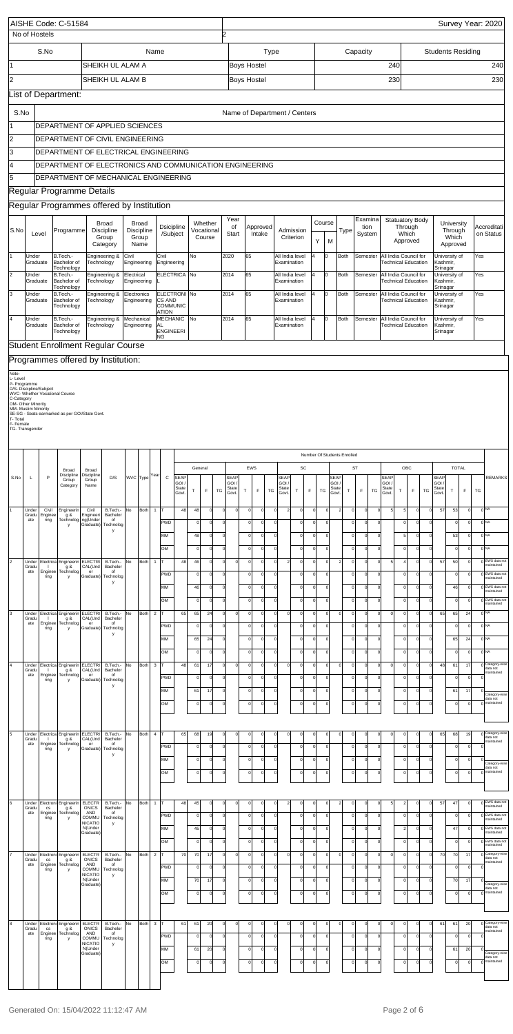AISHE Code: C-51584 Survey Year: 2020

| No of Hostels | 2 |
|---|---|

| S.No | Name | Type | Capacity | Students Residing |
|---|---|---|---|---|
| 1 | SHEIKH UL ALAM A | Boys Hostel | 240 | 240 |
| 2 | SHEIKH UL ALAM B | Boys Hostel | 230 | 230 |

## List of Department:

| S.No | Name of Department / Centers |
|---|---|
| 1 | DEPARTMENT OF APPLIED SCIENCES |
| 2 | DEPARTMENT OF CIVIL ENGINEERING |
| 3 | DEPARTMENT OF ELECTRICAL ENGINEERING |
| 4 | DEPARTMENT OF ELECTRONICS AND COMMUNICATION ENGINEERING |
| 5 | DEPARTMENT OF MECHANICAL ENGINEERING |

## Regular Programme Details

### Regular Programmes offered by Institution

| S.No | Level | Programme | Broad Discipline Group Category | Broad Discipline Group Name | Discipline /Subject | Whether Vocational Course | Year of Start | Approved Intake | Admission Criterion | Course Y | Course M | Type | Examination System | Statuatory Body Through Which Approved | University Through Which Approved | Accreditation Status |
|---|---|---|---|---|---|---|---|---|---|---|---|---|---|---|---|---|
| 1 | Under Graduate | B.Tech.-Bachelor of Technology | Engineering & Technology | Civil Engineering | Civil Engineering | No | 2020 | 65 | All India level Examination | 4 | 0 | Both | Semester | All India Council for Technical Education | University of Kashmir, Srinagar | Yes |
| 2 | Under Graduate | B.Tech.-Bachelor of Technology | Engineering & Technology | Electrical Engineering | ELECTRICAL | No | 2014 | 65 | All India level Examination | 4 | 0 | Both | Semester | All India Council for Technical Education | University of Kashmir, Srinagar | Yes |
| 3 | Under Graduate | B.Tech.-Bachelor of Technology | Engineering & Technology | Electronics Engineering | ELECTRONICS AND COMMUNICATION | No | 2014 | 65 | All India level Examination | 4 | 0 | Both | Semester | All India Council for Technical Education | University of Kashmir, Srinagar | Yes |
| 4 | Under Graduate | B.Tech.-Bachelor of Technology | Engineering & Technology | Mechanical Engineering | MECHANICAL ENGINEERING | No | 2014 | 65 | All India level Examination | 4 | 0 | Both | Semester | All India Council for Technical Education | University of Kashmir, Srinagar | Yes |

## Student Enrollment Regular Course

### Programmes offered by Institution:

Note-
L- Level
P- Programme
D/S- Discipline/Subject
WVC- Whether Vocational Course
C-Category
OM- Other Minority
MM- Muslim Minority
SE-SG - Seats earmarked as per GOI/State Govt.
T- Total
F- Female
TG- Transgender

Number Of Students Enrolled

| S.No | L | P | Broad Discipline Group Category | Broad Discipline Group Name | D/S | WVC | Type | Year | C | General SEAP GOI/State Govt. | General T | General F | General TG | EWS SEAP GOI/State Govt. | EWS T | EWS F | EWS TG | SC SEAP GOI/State Govt. | SC T | SC F | SC TG | ST SEAP GOI/State Govt. | ST T | ST F | ST TG | OBC SEAP GOI/State Govt. | OBC T | OBC F | OBC TG | TOTAL SEAP GOI/State Govt. | TOTAL T | TOTAL F | TOTAL TG | REMARKS |
|---|---|---|---|---|---|---|---|---|---|---|---|---|---|---|---|---|---|---|---|---|---|---|---|---|---|---|---|---|---|---|---|---|---|---|
| 1 | Under Graduate | Civil Engineering | Engineering & Technology | Civil Engineering(Undergraduate) | B.Tech.-Bachelor of Technology | No | Both | 1 | T | 48 | 48 | 0 | 0 | 0 | 0 | 0 | 0 | 2 | 0 | 0 | 0 | 2 | 0 | 0 | 0 | 5 | 5 | 0 | 0 | 57 | 53 | 0 | 0 | NA |
| | | | | | | | | | PWD | | 0 | 0 | 0 | | 0 | 0 | 0 | | 0 | 0 | 0 | | 0 | 0 | 0 | | 0 | 0 | 0 | | 0 | 0 | 0 | NA |
| | | | | | | | | | MM | | 48 | 0 | 0 | | 0 | 0 | 0 | | 0 | 0 | 0 | | 0 | 0 | 0 | | 5 | 0 | 0 | | 53 | 0 | 0 | NA |
| | | | | | | | | | OM | | 0 | 0 | 0 | | 0 | 0 | 0 | | 0 | 0 | 0 | | 0 | 0 | 0 | | 0 | 0 | 0 | | 0 | 0 | 0 | NA |
| 2 | Under Graduate | Electrical Engineering | Engineering & Technology | ELECTRICAL(Undergraduate) | B.Tech.-Bachelor of Technology | No | Both | 1 | T | 48 | 46 | 0 | 0 | 0 | 0 | 0 | 0 | 2 | 0 | 0 | 0 | 2 | 0 | 0 | 0 | 5 | 4 | 0 | 0 | 57 | 50 | 0 | 0 | EWS data not maintained |
| | | | | | | | | | PWD | | 0 | 0 | 0 | | 0 | 0 | 0 | | 0 | 0 | 0 | | 0 | 0 | 0 | | 0 | 0 | 0 | | 0 | 0 | 0 | EWS data not maintained |
| | | | | | | | | | MM | | 46 | 0 | 0 | | 0 | 0 | 0 | | 0 | 0 | 0 | | 0 | 0 | 0 | | 0 | 0 | 0 | | 46 | 0 | 0 | EWS data not maintained |
| | | | | | | | | | OM | | 0 | 0 | 0 | | 0 | 0 | 0 | | 0 | 0 | 0 | | 0 | 0 | 0 | | 0 | 0 | 0 | | 0 | 0 | 0 | EWS data not maintained |
| 3 | Under Graduate | Electrical Engineering | Engineering & Technology | ELECTRICAL(Undergraduate) | B.Tech.-Bachelor of Technology | No | Both | 2 | T | 65 | 65 | 24 | 0 | 0 | 0 | 0 | 0 | 0 | 0 | 0 | 0 | 0 | 0 | 0 | 0 | 0 | 0 | 0 | 0 | 65 | 65 | 24 | 0 | NA |
| | | | | | | | | | PWD | | 0 | 0 | 0 | | 0 | 0 | 0 | | 0 | 0 | 0 | | 0 | 0 | 0 | | 0 | 0 | 0 | | 0 | 0 | 0 | NA |
| | | | | | | | | | MM | | 65 | 24 | 0 | | 0 | 0 | 0 | | 0 | 0 | 0 | | 0 | 0 | 0 | | 0 | 0 | 0 | | 65 | 24 | 0 | NA |
| | | | | | | | | | OM | | 0 | 0 | 0 | | 0 | 0 | 0 | | 0 | 0 | 0 | | 0 | 0 | 0 | | 0 | 0 | 0 | | 0 | 0 | 0 | NA |
| 4 | Under Graduate | Electrical Engineering | Engineering & Technology | ELECTRICAL(Undergraduate) | B.Tech.-Bachelor of Technology | No | Both | 3 | T | 48 | 61 | 17 | 0 | 0 | 0 | 0 | 0 | 0 | 0 | 0 | 0 | 0 | 0 | 0 | 0 | 0 | 0 | 0 | 0 | 48 | 61 | 17 | 0 | Category-wise data not maintained |
| | | | | | | | | | PWD | | 0 | 0 | 0 | | 0 | 0 | 0 | | 0 | 0 | 0 | | 0 | 0 | 0 | | 0 | 0 | 0 | | 0 | 0 | 0 | |
| | | | | | | | | | MM | | 61 | 17 | 0 | | 0 | 0 | 0 | | 0 | 0 | 0 | | 0 | 0 | 0 | | 0 | 0 | 0 | | 61 | 17 | 0 | Category-wise data not maintained |
| | | | | | | | | | OM | | 0 | 0 | 0 | | 0 | 0 | 0 | | 0 | 0 | 0 | | 0 | 0 | 0 | | 0 | 0 | 0 | | 0 | 0 | 0 | |
| 5 | Under Graduate | Electrical Engineering | Engineering & Technology | ELECTRICAL(Undergraduate) | B.Tech.-Bachelor of Technology | No | Both | 4 | T | 65 | 68 | 19 | 0 | 0 | 0 | 0 | 0 | 0 | 0 | 0 | 0 | 0 | 0 | 0 | 0 | 0 | 0 | 0 | 0 | 65 | 68 | 19 | 0 | Category-wise data not maintained |
| | | | | | | | | | PWD | | 0 | 0 | 0 | | 0 | 0 | 0 | | 0 | 0 | 0 | | 0 | 0 | 0 | | 0 | 0 | 0 | | 0 | 0 | 0 | |
| | | | | | | | | | MM | | 0 | 0 | 0 | | 0 | 0 | 0 | | 0 | 0 | 0 | | 0 | 0 | 0 | | 0 | 0 | 0 | | 0 | 0 | 0 | Category-wise data not maintained |
| | | | | | | | | | OM | | 0 | 0 | 0 | | 0 | 0 | 0 | | 0 | 0 | 0 | | 0 | 0 | 0 | | 0 | 0 | 0 | | 0 | 0 | 0 | |
| 6 | Under Graduate | Electronics Engineering | Engineering & Technology | ELECTRONICS AND COMMUNICATION(Undergraduate) | B.Tech.-Bachelor of Technology | No | Both | 1 | T | 48 | 45 | 0 | 0 | 0 | 0 | 0 | 0 | 2 | 0 | 0 | 0 | 2 | 0 | 0 | 0 | 5 | 2 | 0 | 0 | 57 | 47 | 0 | 0 | EWS data not maintained |
| | | | | | | | | | PWD | | 0 | 0 | 0 | | 0 | 0 | 0 | | 0 | 0 | 0 | | 0 | 0 | 0 | | 0 | 0 | 0 | | 0 | 0 | 0 | EWS data not maintained |
| | | | | | | | | | MM | | 45 | 0 | 0 | | 0 | 0 | 0 | | 0 | 0 | 0 | | 0 | 0 | 0 | | 2 | 0 | 0 | | 47 | 0 | 0 | EWS data not maintained |
| | | | | | | | | | OM | | 0 | 0 | 0 | | 0 | 0 | 0 | | 0 | 0 | 0 | | 0 | 0 | 0 | | 0 | 0 | 0 | | 0 | 0 | 0 | EWS data not maintained |
| 7 | Under Graduate | Electronics Engineering | Engineering & Technology | ELECTRONICS AND COMMUNICATION(Undergraduate) | B.Tech.-Bachelor of Technology | No | Both | 2 | T | 70 | 70 | 17 | 0 | 0 | 0 | 0 | 0 | 0 | 0 | 0 | 0 | 0 | 0 | 0 | 0 | 0 | 0 | 0 | 0 | 70 | 70 | 17 | 0 | Category-wise data not maintained |
| | | | | | | | | | PWD | | 0 | 0 | 0 | | 0 | 0 | 0 | | 0 | 0 | 0 | | 0 | 0 | 0 | | 0 | 0 | 0 | | 0 | 0 | 0 | |
| | | | | | | | | | MM | | 70 | 17 | 0 | | 0 | 0 | 0 | | 0 | 0 | 0 | | 0 | 0 | 0 | | 0 | 0 | 0 | | 70 | 17 | 0 | Category-wise data not maintained |
| | | | | | | | | | OM | | 0 | 0 | 0 | | 0 | 0 | 0 | | 0 | 0 | 0 | | 0 | 0 | 0 | | 0 | 0 | 0 | | 0 | 0 | 0 | |
| 8 | Under Graduate | Electronics Engineering | Engineering & Technology | ELECTRONICS AND COMMUNICATION(Undergraduate) | B.Tech.-Bachelor of Technology | No | Both | 3 | T | 61 | 61 | 20 | 0 | 0 | 0 | 0 | 0 | 0 | 0 | 0 | 0 | 0 | 0 | 0 | 0 | 0 | 0 | 0 | 0 | 61 | 61 | 20 | 0 | Category-wise data not maintained |
| | | | | | | | | | PWD | | 0 | 0 | 0 | | 0 | 0 | 0 | | 0 | 0 | 0 | | 0 | 0 | 0 | | 0 | 0 | 0 | | 0 | 0 | 0 | |
| | | | | | | | | | MM | | 61 | 20 | 0 | | 0 | 0 | 0 | | 0 | 0 | 0 | | 0 | 0 | 0 | | 0 | 0 | 0 | | 61 | 20 | 0 | Category-wise data not maintained |
| | | | | | | | | | OM | | 0 | 0 | 0 | | 0 | 0 | 0 | | 0 | 0 | 0 | | 0 | 0 | 0 | | 0 | 0 | 0 | | 0 | 0 | 0 | |

Generated On: 15/04/2022 11:12:47 AM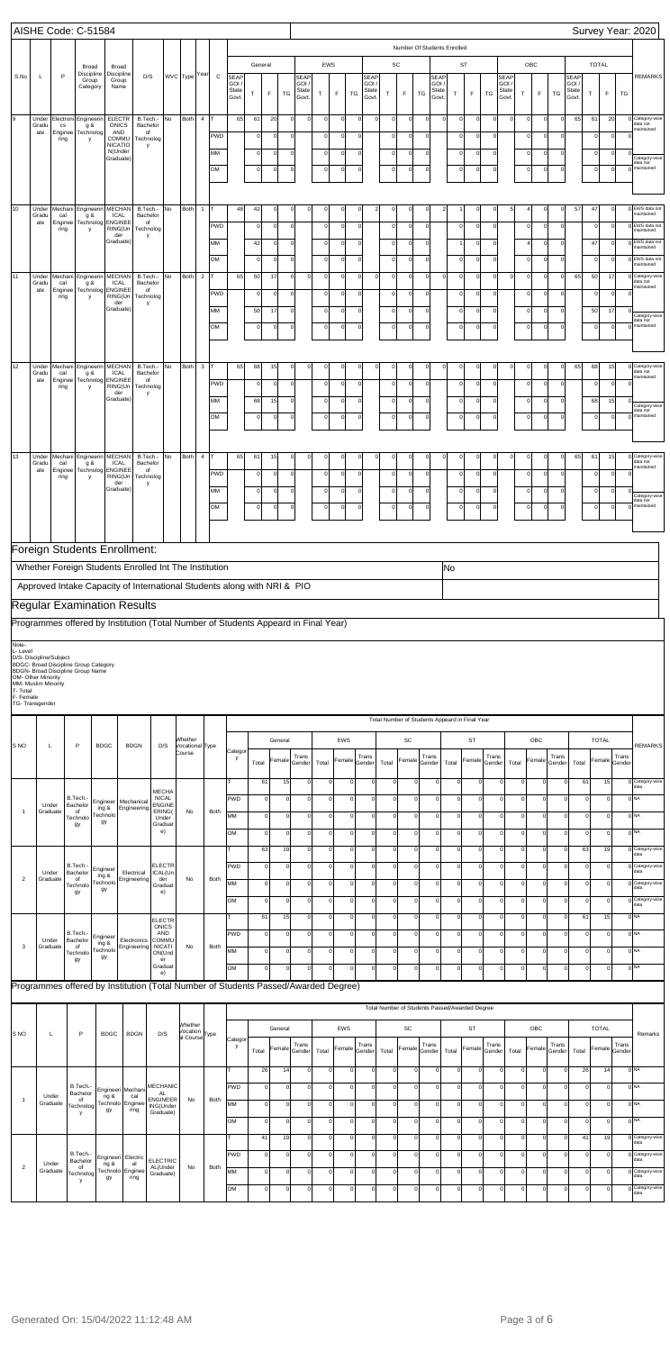AISHE Code: C-51584

Survey Year: 2020

| S.No | L | P | Broad Discipline Group Category | Broad Discipline Group Name | D/S | WVC | Type | Year | C | General SEAP GOI / State Govt. | General T | General F | General TG | EWS SEAP GOI / State Govt. | EWS T | EWS F | EWS TG | SC SEAP GOI / State Govt. | SC T | SC F | SC TG | ST SEAP GOI / State Govt. | ST T | ST F | ST TG | OBC SEAP GOI / State Govt. | OBC T | OBC F | OBC TG | TOTAL SEAP GOI / State Govt. | TOTAL T | TOTAL F | TOTAL TG | REMARKS |
|---|---|---|---|---|---|---|---|---|---|---|---|---|---|---|---|---|---|---|---|---|---|---|---|---|---|---|---|---|---|---|---|---|---|---|
| 9 | Under Graduate | Electronics Engineering | Engineering & Technology | ELECTRONICS AND COMMUNICATION(Under Graduate) | B.Tech.-Bachelor of Technology | No | Both | 4 | T | 65 | 61 | 20 | 0 | 0 | 0 | 0 | 0 | 0 | 0 | 0 | 0 | 0 | 0 | 0 | 0 | 0 | 0 | 0 | 0 | 65 | 61 | 20 | 0 | Category-wise data not maintained |
| | | | | | | | | | PWD | | 0 | 0 | 0 | | 0 | 0 | 0 | | 0 | 0 | 0 | | 0 | 0 | 0 | | 0 | 0 | 0 | | 0 | 0 | 0 | |
| | | | | | | | | | MM | | 0 | 0 | 0 | | 0 | 0 | 0 | | 0 | 0 | 0 | | 0 | 0 | 0 | | 0 | 0 | 0 | | 0 | 0 | 0 | Category-wise data not maintained |
| | | | | | | | | | OM | | 0 | 0 | 0 | | 0 | 0 | 0 | | 0 | 0 | 0 | | 0 | 0 | 0 | | 0 | 0 | 0 | | 0 | 0 | 0 | |
| 10 | Under Graduate | Mechanical Engineering | Engineering & Technology | MECHANICAL ENGINEERING(Under Graduate) | B.Tech.-Bachelor of Technology | No | Both | 1 | T | 48 | 42 | 0 | 0 | 0 | 0 | 0 | 0 | 2 | 0 | 0 | 0 | 2 | 1 | 0 | 0 | 5 | 4 | 0 | 0 | 57 | 47 | 0 | 0 | EWS data not maintained |
| | | | | | | | | | PWD | | 0 | 0 | 0 | | 0 | 0 | 0 | | 0 | 0 | 0 | | 0 | 0 | 0 | | 0 | 0 | 0 | | 0 | 0 | 0 | EWS data not maintained |
| | | | | | | | | | MM | | 42 | 0 | 0 | | 0 | 0 | 0 | | 0 | 0 | 0 | | 1 | 0 | 0 | | 4 | 0 | 0 | | 47 | 0 | 0 | EWS data not maintained |
| | | | | | | | | | OM | | 0 | 0 | 0 | | 0 | 0 | 0 | | 0 | 0 | 0 | | 0 | 0 | 0 | | 0 | 0 | 0 | | 0 | 0 | 0 | EWS data not maintained |
| 11 | Under Graduate | Mechanical Engineering | Engineering & Technology | MECHANICAL ENGINEERING(Under Graduate) | B.Tech.-Bachelor of Technology | No | Both | 2 | T | 65 | 50 | 17 | 0 | 0 | 0 | 0 | 0 | 0 | 0 | 0 | 0 | 0 | 0 | 0 | 0 | 0 | 0 | 0 | 0 | 65 | 50 | 17 | 0 | Category-wise data not maintained |
| | | | | | | | | | PWD | | 0 | 0 | 0 | | 0 | 0 | 0 | | 0 | 0 | 0 | | 0 | 0 | 0 | | 0 | 0 | 0 | | 0 | 0 | 0 | |
| | | | | | | | | | MM | | 50 | 17 | 0 | | 0 | 0 | 0 | | 0 | 0 | 0 | | 0 | 0 | 0 | | 0 | 0 | 0 | | 50 | 17 | 0 | Category-wise data not maintained |
| | | | | | | | | | OM | | 0 | 0 | 0 | | 0 | 0 | 0 | | 0 | 0 | 0 | | 0 | 0 | 0 | | 0 | 0 | 0 | | 0 | 0 | 0 | |
| 12 | Under Graduate | Mechanical Engineering | Engineering & Technology | MECHANICAL ENGINEERING(Under Graduate) | B.Tech.-Bachelor of Technology | No | Both | 3 | T | 65 | 68 | 15 | 0 | 0 | 0 | 0 | 0 | 0 | 0 | 0 | 0 | 0 | 0 | 0 | 0 | 0 | 0 | 0 | 0 | 65 | 68 | 15 | 0 | Category-wise data not maintained |
| | | | | | | | | | PWD | | 0 | 0 | 0 | | 0 | 0 | 0 | | 0 | 0 | 0 | | 0 | 0 | 0 | | 0 | 0 | 0 | | 0 | 0 | 0 | |
| | | | | | | | | | MM | | 68 | 15 | 0 | | 0 | 0 | 0 | | 0 | 0 | 0 | | 0 | 0 | 0 | | 0 | 0 | 0 | | 68 | 15 | 0 | Category-wise data not maintained |
| | | | | | | | | | OM | | 0 | 0 | 0 | | 0 | 0 | 0 | | 0 | 0 | 0 | | 0 | 0 | 0 | | 0 | 0 | 0 | | 0 | 0 | 0 | |
| 13 | Under Graduate | Mechanical Engineering | Engineering & Technology | MECHANICAL ENGINEERING(Under Graduate) | B.Tech.-Bachelor of Technology | No | Both | 4 | T | 65 | 61 | 15 | 0 | 0 | 0 | 0 | 0 | 0 | 0 | 0 | 0 | 0 | 0 | 0 | 0 | 0 | 0 | 0 | 0 | 65 | 61 | 15 | 0 | Category-wise data not maintained |
| | | | | | | | | | PWD | | 0 | 0 | 0 | | 0 | 0 | 0 | | 0 | 0 | 0 | | 0 | 0 | 0 | | 0 | 0 | 0 | | 0 | 0 | 0 | |
| | | | | | | | | | MM | | 0 | 0 | 0 | | 0 | 0 | 0 | | 0 | 0 | 0 | | 0 | 0 | 0 | | 0 | 0 | 0 | | 0 | 0 | 0 | Category-wise data not maintained |
| | | | | | | | | | OM | | 0 | 0 | 0 | | 0 | 0 | 0 | | 0 | 0 | 0 | | 0 | 0 | 0 | | 0 | 0 | 0 | | 0 | 0 | 0 | |

## Foreign Students Enrollment:

Whether Foreign Students Enrolled Int The Institution: No

Approved Intake Capacity of International Students along with NRI & PIO

## Regular Examination Results

Programmes offered by Institution (Total Number of Students Appeared in Final Year)

Note-
L- Level
D/S- Discipline/Subject
BDGC- Broad Discipline Group Category
BDGN- Broad Discipline Group Name
OM- Other Minority
MM- Muslim Minority
T- Total
F- Female
TG- Transgender

Total Number of Students Appeard in Final Year

| S NO | L | P | BDGC | BDGN | D/S | Whether Vocational Course | Type | Category | General Total | General Female | General Trans Gender | EWS Total | EWS Female | EWS Trans Gender | SC Total | SC Female | SC Trans Gender | ST Total | ST Female | ST Trans Gender | OBC Total | OBC Female | OBC Trans Gender | TOTAL Total | TOTAL Female | TOTAL Trans Gender | REMARKS |
|---|---|---|---|---|---|---|---|---|---|---|---|---|---|---|---|---|---|---|---|---|---|---|---|---|---|---|---|
| 1 | Under Graduate | B.Tech.-Bachelor of Technology | Engineering & Technology | Mechanical Engineering | MECHANICAL ENGINEERING(Under Graduate) | No | Both | T | 61 | 15 | 0 | 0 | 0 | 0 | 0 | 0 | 0 | 0 | 0 | 0 | 0 | 0 | 0 | 61 | 15 | 0 | Category-wise data |
| | | | | | | | | PWD | 0 | 0 | 0 | 0 | 0 | 0 | 0 | 0 | 0 | 0 | 0 | 0 | 0 | 0 | 0 | 0 | 0 | 0 | NA |
| | | | | | | | | MM | 0 | 0 | 0 | 0 | 0 | 0 | 0 | 0 | 0 | 0 | 0 | 0 | 0 | 0 | 0 | 0 | 0 | 0 | NA |
| | | | | | | | | OM | 0 | 0 | 0 | 0 | 0 | 0 | 0 | 0 | 0 | 0 | 0 | 0 | 0 | 0 | 0 | 0 | 0 | 0 | NA |
| 2 | Under Graduate | B.Tech.-Bachelor of Technology | Engineering & Technology | Electrical Engineering | ELECTRICAL(Under Graduate) | No | Both | T | 63 | 19 | 0 | 0 | 0 | 0 | 0 | 0 | 0 | 0 | 0 | 0 | 0 | 0 | 0 | 63 | 19 | 0 | Category-wise data |
| | | | | | | | | PWD | 0 | 0 | 0 | 0 | 0 | 0 | 0 | 0 | 0 | 0 | 0 | 0 | 0 | 0 | 0 | 0 | 0 | 0 | Category-wise data |
| | | | | | | | | MM | 0 | 0 | 0 | 0 | 0 | 0 | 0 | 0 | 0 | 0 | 0 | 0 | 0 | 0 | 0 | 0 | 0 | 0 | Category-wise data |
| | | | | | | | | OM | 0 | 0 | 0 | 0 | 0 | 0 | 0 | 0 | 0 | 0 | 0 | 0 | 0 | 0 | 0 | 0 | 0 | 0 | Category-wise data |
| 3 | Under Graduate | B.Tech.-Bachelor of Technology | Engineering & Technology | Electronics Engineering | ELECTRONICS AND COMMUNICATION(Under Graduate) | No | Both | T | 61 | 15 | 0 | 0 | 0 | 0 | 0 | 0 | 0 | 0 | 0 | 0 | 0 | 0 | 0 | 61 | 15 | 0 | NA |
| | | | | | | | | PWD | 0 | 0 | 0 | 0 | 0 | 0 | 0 | 0 | 0 | 0 | 0 | 0 | 0 | 0 | 0 | 0 | 0 | 0 | NA |
| | | | | | | | | MM | 0 | 0 | 0 | 0 | 0 | 0 | 0 | 0 | 0 | 0 | 0 | 0 | 0 | 0 | 0 | 0 | 0 | 0 | NA |
| | | | | | | | | OM | 0 | 0 | 0 | 0 | 0 | 0 | 0 | 0 | 0 | 0 | 0 | 0 | 0 | 0 | 0 | 0 | 0 | 0 | NA |

Programmes offered by Institution (Total Number of Students Passed/Awarded Degree)

Total Number of Students Passed/Awarded Degree

| S NO | L | P | BDGC | BDGN | D/S | Whether Vocational Course | Type | Category | General Total | General Female | General Trans Gender | EWS Total | EWS Female | EWS Trans Gender | SC Total | SC Female | SC Trans Gender | ST Total | ST Female | ST Trans Gender | OBC Total | OBC Female | OBC Trans Gender | TOTAL Total | TOTAL Female | TOTAL Trans Gender | Remarks |
|---|---|---|---|---|---|---|---|---|---|---|---|---|---|---|---|---|---|---|---|---|---|---|---|---|---|---|---|
| 1 | Under Graduate | B.Tech.-Bachelor of Technology | Engineering & Technology | Mechanical Engineering | MECHANICAL ENGINEERING(Under Graduate) | No | Both | T | 26 | 14 | 0 | 0 | 0 | 0 | 0 | 0 | 0 | 0 | 0 | 0 | 0 | 0 | 0 | 26 | 14 | 0 | NA |
| | | | | | | | | PWD | 0 | 0 | 0 | 0 | 0 | 0 | 0 | 0 | 0 | 0 | 0 | 0 | 0 | 0 | 0 | 0 | 0 | 0 | NA |
| | | | | | | | | MM | 0 | 0 | 0 | 0 | 0 | 0 | 0 | 0 | 0 | 0 | 0 | 0 | 0 | 0 | 0 | 0 | 0 | 0 | NA |
| | | | | | | | | OM | 0 | 0 | 0 | 0 | 0 | 0 | 0 | 0 | 0 | 0 | 0 | 0 | 0 | 0 | 0 | 0 | 0 | 0 | NA |
| 2 | Under Graduate | B.Tech.-Bachelor of Technology | Engineering & Technology | Electrical Engineering | ELECTRICAL(Under Graduate) | No | Both | T | 41 | 19 | 0 | 0 | 0 | 0 | 0 | 0 | 0 | 0 | 0 | 0 | 0 | 0 | 0 | 41 | 19 | 0 | Category-wise data |
| | | | | | | | | PWD | 0 | 0 | 0 | 0 | 0 | 0 | 0 | 0 | 0 | 0 | 0 | 0 | 0 | 0 | 0 | 0 | 0 | 0 | Category-wise data |
| | | | | | | | | MM | 0 | 0 | 0 | 0 | 0 | 0 | 0 | 0 | 0 | 0 | 0 | 0 | 0 | 0 | 0 | 0 | 0 | 0 | Category-wise data |
| | | | | | | | | OM | 0 | 0 | 0 | 0 | 0 | 0 | 0 | 0 | 0 | 0 | 0 | 0 | 0 | 0 | 0 | 0 | 0 | 0 | Category-wise data |

Generated On: 15/04/2022 11:12:48 AM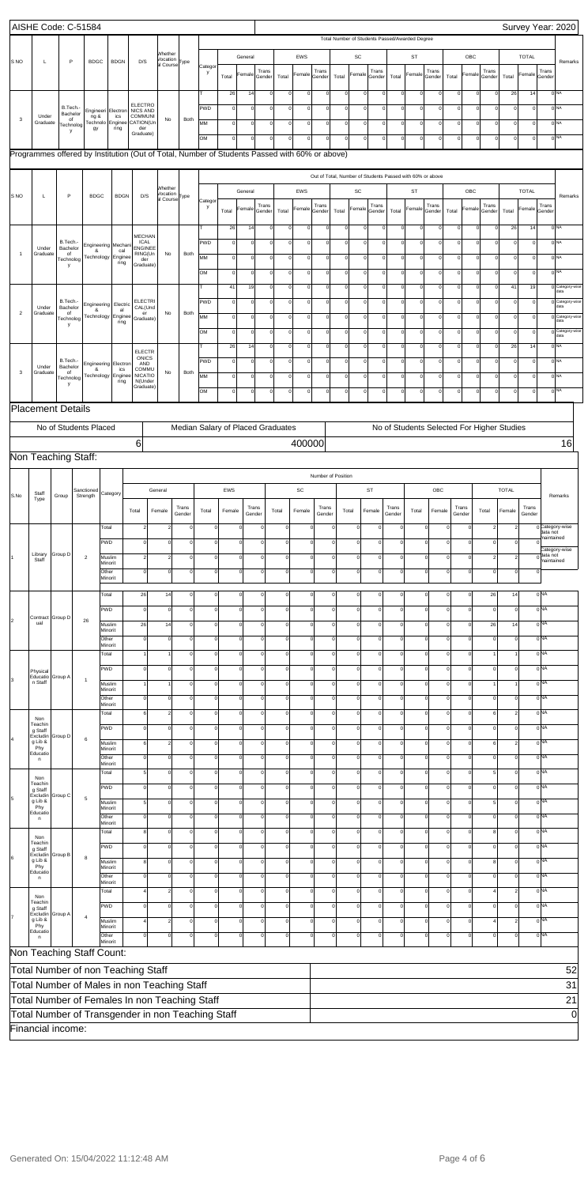AISHE Code: C-51584

Survey Year: 2020

| S NO | L | P | BDGC | BDGN | D/S | Whether Vocational Course | Type | Category | General Total | General Female | General Trans Gender | EWS Total | EWS Female | EWS Trans Gender | SC Total | SC Female | SC Trans Gender | ST Total | ST Female | ST Trans Gender | OBC Total | OBC Female | OBC Trans Gender | TOTAL Total | TOTAL Female | TOTAL Trans Gender | Remarks |
|---|---|---|---|---|---|---|---|---|---|---|---|---|---|---|---|---|---|---|---|---|---|---|---|---|---|---|---|
| | | | | | | | | | Total Number of Students Passed/Awarded Degree | | | | | | | | | | | | | | | | | | |
| 3 | Under Graduate | B.Tech.-Bachelor of Technology | Engineering & Technology | Electronics Engineering | ELECTRONICS AND COMMUNICATION(Under Graduate) | No | Both | T | 26 | 14 | 0 | 0 | 0 | 0 | 0 | 0 | 0 | 0 | 0 | 0 | 0 | 0 | 0 | 26 | 14 | 0 | NA |
| | | | | | | | | PWD | 0 | 0 | 0 | 0 | 0 | 0 | 0 | 0 | 0 | 0 | 0 | 0 | 0 | 0 | 0 | 0 | 0 | 0 | NA |
| | | | | | | | | MM | 0 | 0 | 0 | 0 | 0 | 0 | 0 | 0 | 0 | 0 | 0 | 0 | 0 | 0 | 0 | 0 | 0 | 0 | NA |
| | | | | | | | | OM | 0 | 0 | 0 | 0 | 0 | 0 | 0 | 0 | 0 | 0 | 0 | 0 | 0 | 0 | 0 | 0 | 0 | 0 | NA |

## Programmes offered by Institution (Out of Total, Number of Students Passed with 60% or above)

| S NO | L | P | BDGC | BDGN | D/S | Whether Vocational Course | Type | Category | General Total | General Female | General Trans Gender | EWS Total | EWS Female | EWS Trans Gender | SC Total | SC Female | SC Trans Gender | ST Total | ST Female | ST Trans Gender | OBC Total | OBC Female | OBC Trans Gender | TOTAL Total | TOTAL Female | TOTAL Trans Gender | Remarks |
|---|---|---|---|---|---|---|---|---|---|---|---|---|---|---|---|---|---|---|---|---|---|---|---|---|---|---|---|
| | | | | | | | | | Out of Total, Number of Students Passed with 60% or above | | | | | | | | | | | | | | | | | | |
| 1 | Under Graduate | B.Tech.-Bachelor of Technology | Engineering & Technology | Mechanical Engineering | MECHANICAL ENGINEERING(Under Graduate) | No | Both | T | 26 | 14 | 0 | 0 | 0 | 0 | 0 | 0 | 0 | 0 | 0 | 0 | 0 | 0 | 0 | 26 | 14 | 0 | NA |
| | | | | | | | | PWD | 0 | 0 | 0 | 0 | 0 | 0 | 0 | 0 | 0 | 0 | 0 | 0 | 0 | 0 | 0 | 0 | 0 | 0 | NA |
| | | | | | | | | MM | 0 | 0 | 0 | 0 | 0 | 0 | 0 | 0 | 0 | 0 | 0 | 0 | 0 | 0 | 0 | 0 | 0 | 0 | NA |
| | | | | | | | | OM | 0 | 0 | 0 | 0 | 0 | 0 | 0 | 0 | 0 | 0 | 0 | 0 | 0 | 0 | 0 | 0 | 0 | 0 | NA |
| 2 | Under Graduate | B.Tech.-Bachelor of Technology | Engineering & Technology | Electrical Engineering | ELECTRICAL(Under Graduate) | No | Both | T | 41 | 19 | 0 | 0 | 0 | 0 | 0 | 0 | 0 | 0 | 0 | 0 | 0 | 0 | 0 | 41 | 19 | 0 | Category-wise data |
| | | | | | | | | PWD | 0 | 0 | 0 | 0 | 0 | 0 | 0 | 0 | 0 | 0 | 0 | 0 | 0 | 0 | 0 | 0 | 0 | 0 | Category-wise data |
| | | | | | | | | MM | 0 | 0 | 0 | 0 | 0 | 0 | 0 | 0 | 0 | 0 | 0 | 0 | 0 | 0 | 0 | 0 | 0 | 0 | Category-wise data |
| | | | | | | | | OM | 0 | 0 | 0 | 0 | 0 | 0 | 0 | 0 | 0 | 0 | 0 | 0 | 0 | 0 | 0 | 0 | 0 | 0 | Category-wise data |
| 3 | Under Graduate | B.Tech.-Bachelor of Technology | Engineering & Technology | Electronics Engineering | ELECTRONICS AND COMMUNICATION(Under Graduate) | No | Both | T | 26 | 14 | 0 | 0 | 0 | 0 | 0 | 0 | 0 | 0 | 0 | 0 | 0 | 0 | 0 | 26 | 14 | 0 | NA |
| | | | | | | | | PWD | 0 | 0 | 0 | 0 | 0 | 0 | 0 | 0 | 0 | 0 | 0 | 0 | 0 | 0 | 0 | 0 | 0 | 0 | NA |
| | | | | | | | | MM | 0 | 0 | 0 | 0 | 0 | 0 | 0 | 0 | 0 | 0 | 0 | 0 | 0 | 0 | 0 | 0 | 0 | 0 | NA |
| | | | | | | | | OM | 0 | 0 | 0 | 0 | 0 | 0 | 0 | 0 | 0 | 0 | 0 | 0 | 0 | 0 | 0 | 0 | 0 | 0 | NA |

## Placement Details

| No of Students Placed | Median Salary of Placed Graduates | No of Students Selected For Higher Studies |
|---|---|---|
| 6 | 400000 | 16 |

## Non Teaching Staff:

| S.No | Staff Type | Group | Sanctioned Strength | Category | General Total | General Female | General Trans Gender | EWS Total | EWS Female | EWS Trans Gender | SC Total | SC Female | SC Trans Gender | ST Total | ST Female | ST Trans Gender | OBC Total | OBC Female | OBC Trans Gender | TOTAL Total | TOTAL Female | TOTAL Trans Gender | Remarks |
|---|---|---|---|---|---|---|---|---|---|---|---|---|---|---|---|---|---|---|---|---|---|---|---|
| | | | | | Number of Position | | | | | | | | | | | | | | | | | | |
| 1 | Library Staff | Group D | 2 | Total | 2 | 2 | 0 | 0 | 0 | 0 | 0 | 0 | 0 | 0 | 0 | 0 | 0 | 0 | 0 | 2 | 2 | 0 | Category-wise data not maintained |
| | | | | PWD | 0 | 0 | 0 | 0 | 0 | 0 | 0 | 0 | 0 | 0 | 0 | 0 | 0 | 0 | 0 | 0 | 0 | 0 | |
| | | | | Muslim Minorit | 2 | 2 | 0 | 0 | 0 | 0 | 0 | 0 | 0 | 0 | 0 | 0 | 0 | 0 | 0 | 2 | 2 | 0 | Category-wise data not maintained |
| | | | | Other Minorit | 0 | 0 | 0 | 0 | 0 | 0 | 0 | 0 | 0 | 0 | 0 | 0 | 0 | 0 | 0 | 0 | 0 | 0 | |
| 2 | Contractual | Group D | 26 | Total | 26 | 14 | 0 | 0 | 0 | 0 | 0 | 0 | 0 | 0 | 0 | 0 | 0 | 0 | 0 | 26 | 14 | 0 | NA |
| | | | | PWD | 0 | 0 | 0 | 0 | 0 | 0 | 0 | 0 | 0 | 0 | 0 | 0 | 0 | 0 | 0 | 0 | 0 | 0 | NA |
| | | | | Muslim Minorit | 26 | 14 | 0 | 0 | 0 | 0 | 0 | 0 | 0 | 0 | 0 | 0 | 0 | 0 | 0 | 26 | 14 | 0 | NA |
| | | | | Other Minorit | 0 | 0 | 0 | 0 | 0 | 0 | 0 | 0 | 0 | 0 | 0 | 0 | 0 | 0 | 0 | 0 | 0 | 0 | NA |
| 3 | Physical Education Staff | Group A | 1 | Total | 1 | 1 | 0 | 0 | 0 | 0 | 0 | 0 | 0 | 0 | 0 | 0 | 0 | 0 | 0 | 1 | 1 | 0 | NA |
| | | | | PWD | 0 | 0 | 0 | 0 | 0 | 0 | 0 | 0 | 0 | 0 | 0 | 0 | 0 | 0 | 0 | 0 | 0 | 0 | NA |
| | | | | Muslim Minorit | 1 | 1 | 0 | 0 | 0 | 0 | 0 | 0 | 0 | 0 | 0 | 0 | 0 | 0 | 0 | 1 | 1 | 0 | NA |
| | | | | Other Minorit | 0 | 0 | 0 | 0 | 0 | 0 | 0 | 0 | 0 | 0 | 0 | 0 | 0 | 0 | 0 | 0 | 0 | 0 | NA |
| 4 | Non Teaching Staff Excluding Lib & Phy Education | Group D | 6 | Total | 6 | 2 | 0 | 0 | 0 | 0 | 0 | 0 | 0 | 0 | 0 | 0 | 0 | 0 | 0 | 6 | 2 | 0 | NA |
| | | | | PWD | 0 | 0 | 0 | 0 | 0 | 0 | 0 | 0 | 0 | 0 | 0 | 0 | 0 | 0 | 0 | 0 | 0 | 0 | NA |
| | | | | Muslim Minorit | 6 | 2 | 0 | 0 | 0 | 0 | 0 | 0 | 0 | 0 | 0 | 0 | 0 | 0 | 0 | 6 | 2 | 0 | NA |
| | | | | Other Minorit | 0 | 0 | 0 | 0 | 0 | 0 | 0 | 0 | 0 | 0 | 0 | 0 | 0 | 0 | 0 | 0 | 0 | 0 | NA |
| 5 | Non Teaching Staff Excluding Lib & Phy Education | Group C | 5 | Total | 5 | 0 | 0 | 0 | 0 | 0 | 0 | 0 | 0 | 0 | 0 | 0 | 0 | 0 | 0 | 5 | 0 | 0 | NA |
| | | | | PWD | 0 | 0 | 0 | 0 | 0 | 0 | 0 | 0 | 0 | 0 | 0 | 0 | 0 | 0 | 0 | 0 | 0 | 0 | NA |
| | | | | Muslim Minorit | 5 | 0 | 0 | 0 | 0 | 0 | 0 | 0 | 0 | 0 | 0 | 0 | 0 | 0 | 0 | 5 | 0 | 0 | NA |
| | | | | Other Minorit | 0 | 0 | 0 | 0 | 0 | 0 | 0 | 0 | 0 | 0 | 0 | 0 | 0 | 0 | 0 | 0 | 0 | 0 | NA |
| 6 | Non Teaching Staff Excluding Lib & Phy Education | Group B | 8 | Total | 8 | 0 | 0 | 0 | 0 | 0 | 0 | 0 | 0 | 0 | 0 | 0 | 0 | 0 | 0 | 8 | 0 | 0 | NA |
| | | | | PWD | 0 | 0 | 0 | 0 | 0 | 0 | 0 | 0 | 0 | 0 | 0 | 0 | 0 | 0 | 0 | 0 | 0 | 0 | NA |
| | | | | Muslim Minorit | 8 | 0 | 0 | 0 | 0 | 0 | 0 | 0 | 0 | 0 | 0 | 0 | 0 | 0 | 0 | 8 | 0 | 0 | NA |
| | | | | Other Minorit | 0 | 0 | 0 | 0 | 0 | 0 | 0 | 0 | 0 | 0 | 0 | 0 | 0 | 0 | 0 | 0 | 0 | 0 | NA |
| 7 | Non Teaching Staff Excluding Lib & Phy Education | Group A | 4 | Total | 4 | 2 | 0 | 0 | 0 | 0 | 0 | 0 | 0 | 0 | 0 | 0 | 0 | 0 | 0 | 4 | 2 | 0 | NA |
| | | | | PWD | 0 | 0 | 0 | 0 | 0 | 0 | 0 | 0 | 0 | 0 | 0 | 0 | 0 | 0 | 0 | 0 | 0 | 0 | NA |
| | | | | Muslim Minorit | 4 | 2 | 0 | 0 | 0 | 0 | 0 | 0 | 0 | 0 | 0 | 0 | 0 | 0 | 0 | 4 | 2 | 0 | NA |
| | | | | Other Minorit | 0 | 0 | 0 | 0 | 0 | 0 | 0 | 0 | 0 | 0 | 0 | 0 | 0 | 0 | 0 | 0 | 0 | 0 | NA |

## Non Teaching Staff Count:

| | |
|---|---|
| Total Number of non Teaching Staff | 52 |
| Total Number of Males in non Teaching Staff | 31 |
| Total Number of Females In non Teaching Staff | 21 |
| Total Number of Transgender in non Teaching Staff | 0 |

## Financial income: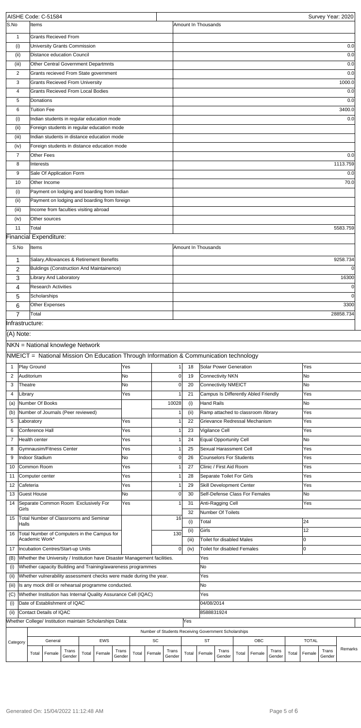AISHE Code: C-51584 Survey Year: 2020

| S.No | Items | Amount In Thousands |
|---|---|---|
| 1 | Grants Recieved From | |
| (i) | University Grants Commission | 0.0 |
| (ii) | Distance education Council | 0.0 |
| (iii) | Other Central Government Departmnts | 0.0 |
| 2 | Grants recieved From State government | 0.0 |
| 3 | Grants Recieved From University | 1000.0 |
| 4 | Grants Recieved From Local Bodies | 0.0 |
| 5 | Donations | 0.0 |
| 6 | Tuition Fee | 3400.0 |
| (i) | Indian students in regular education mode | 0.0 |
| (ii) | Foreign students in regular education mode | |
| (iii) | Indian students in distance education mode | |
| (iv) | Foreign students in distance education mode | |
| 7 | Other Fees | 0.0 |
| 8 | Interests | 1113.759 |
| 9 | Sale Of Application Form | 0.0 |
| 10 | Other Income | 70.0 |
| (i) | Payment on lodging and boarding from Indian | |
| (ii) | Payment on lodging and boarding from foreign | |
| (iii) | Income from faculties visiting abroad | |
| (iv) | Other sources | |
| 11 | Total | 5583.759 |

## Financial Expenditure:

| S.No | Items | Amount In Thousands |
|---|---|---|
| 1 | Salary,Allowances & Retirement Benefits | 9258.734 |
| 2 | Buldings (Construction And Maintainence) | 0 |
| 3 | Library And Laboratory | 16300 |
| 4 | Research Activities | 0 |
| 5 | Scholarships | 0 |
| 6 | Other Expenses | 3300 |
| 7 | Total | 28858.734 |

## Infrastructure:

(A) Note:

NKN = National knowlege Network

NMEICT = National Mission On Education Through Information & Communication technology

| | | | | | | |
|---|---|---|---|---|---|---|
| 1 | Play Ground | Yes | 1 | 18 | Solar Power Generation | Yes |
| 2 | Auditorium | No | 0 | 19 | Connectivity NKN | No |
| 3 | Theatre | No | 0 | 20 | Connectivity NMEICT | No |
| 4 | Library | Yes | 1 | 21 | Campus Is Differently Abled Friendly | Yes |
| (a) | Number Of Books | | 10028 | (i) | Hand Rails | No |
| (b) | Number of Journals (Peer reviewed) | | 1 | (ii) | Ramp attached to classroom /library | Yes |
| 5 | Laboratory | Yes | 1 | 22 | Grievance Redressal Mechanism | Yes |
| 6 | Conference Hall | Yes | 1 | 23 | Vigilance Cell | Yes |
| 7 | Health center | Yes | 1 | 24 | Equal Opportunity Cell | No |
| 8 | Gymnausim/Fitness Center | Yes | 1 | 25 | Sexual Harassment Cell | Yes |
| 9 | Indoor Stadium | No | 0 | 26 | Counselors For Students | Yes |
| 10 | Common Room | Yes | 1 | 27 | Clinic / First Aid Room | Yes |
| 11 | Computer center | Yes | 1 | 28 | Separate Toilet For Girls | Yes |
| 12 | Cafeteria | Yes | 1 | 29 | Skill Development Center | Yes |
| 13 | Guest House | No | 0 | 30 | Self-Defense Class For Females | No |
| 14 | Separate Common Room Exclusively For Girls | Yes | 1 | 31 | Anti-Ragging Cell | Yes |
| | | | | 32 | Number Of Toilets | |
| 15 | Total Number of Classrooms and Seminar Halls | | 16 | (i) | Total | 24 |
| 16 | Total Number of Computers in the Campus for Academic Work* | | 130 | (ii) | Girls | 12 |
| | | | | (iii) | Toilet for disabled Males | 0 |
| 17 | Incubation Centres/Start-up Units | | 0 | (iv) | Toilet for disabled Females | 0 |

| | | |
|---|---|---|
| (B) | Whether the University / Institution have Disaster Management facilities. | Yes |
| (i) | Whether capacity Building and Training/awareness programmes | No |
| (ii) | Whether vulnerability assessment checks were made during the year. | Yes |
| (iii) | Is any mock drill or rehearsal programme conducted. | No |
| (C) | Whether Institution has Internal Quality Assurance Cell (IQAC) | Yes |
| (i) | Date of Establishment of IQAC | 04/08/2014 |
| (ii) | Contact Details of IQAC | 8588831924 |

Whether College/ Institution maintain Scholarships Data: Yes

| Category | Number of Students Receiving Government Scholarships | | | | | | | | | | | | | | | | | | Remarks |
|---|---|---|---|---|---|---|---|---|---|---|---|---|---|---|---|---|---|---|---|
| | General | | | EWS | | | SC | | | ST | | | OBC | | | TOTAL | | | |
| | Total | Female | Trans Gender | Total | Female | Trans Gender | Total | Female | Trans Gender | Total | Female | Trans Gender | Total | Female | Trans Gender | Total | Female | Trans Gender | |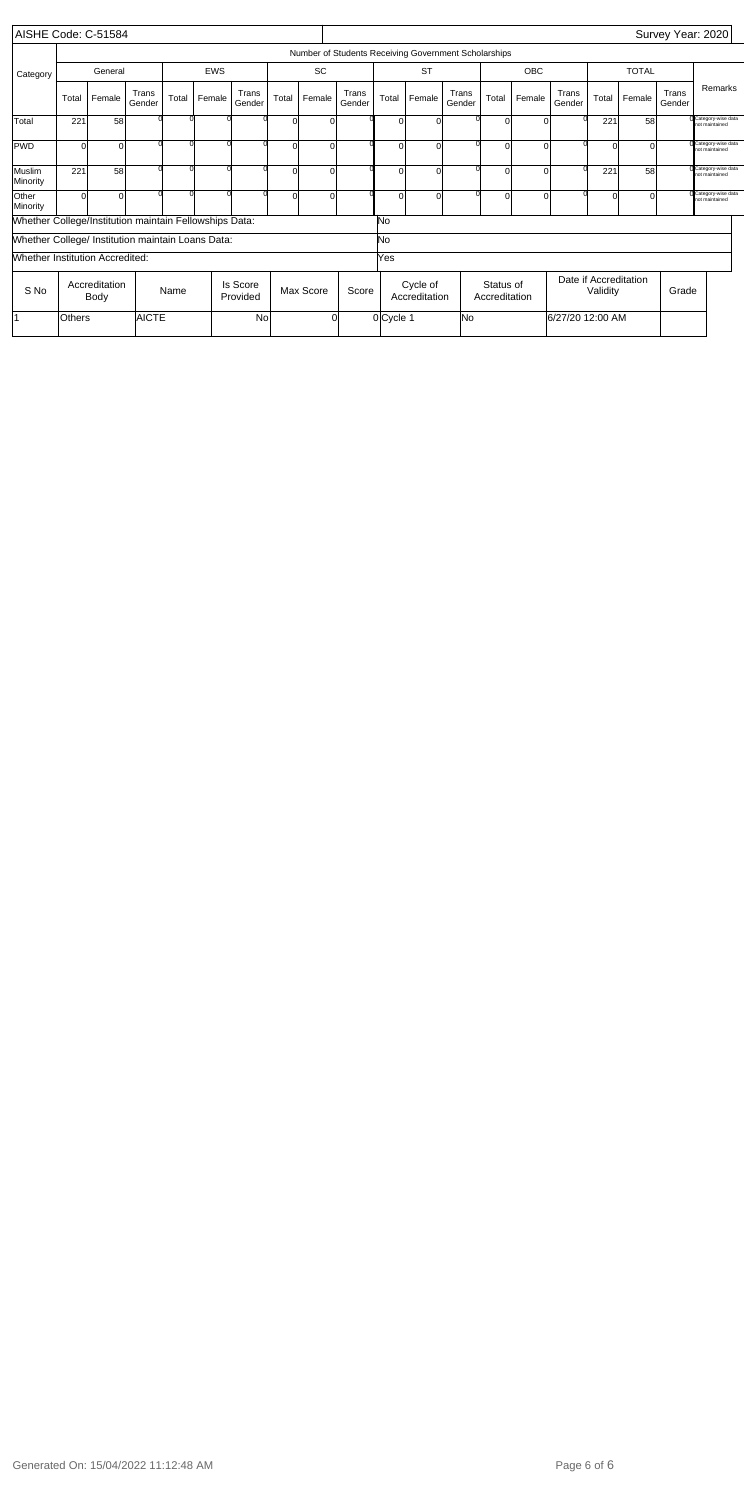AISHE Code: C-51584 | Survey Year: 2020

| Category | Number of Students Receiving Government Scholarships | | | | | | | | | | | | | | | | | | Remarks |
|---|---|---|---|---|---|---|---|---|---|---|---|---|---|---|---|---|---|---|---|
| | General | | | EWS | | | SC | | | ST | | | OBC | | | TOTAL | | | |
| | Total | Female | Trans Gender | Total | Female | Trans Gender | Total | Female | Trans Gender | Total | Female | Trans Gender | Total | Female | Trans Gender | Total | Female | Trans Gender | |
| Total | 221 | 58 | 0 | 0 | 0 | 0 | 0 | 0 | 0 | 0 | 0 | 0 | 0 | 0 | 0 | 221 | 58 | 0 | Category-wise data not maintained |
| PWD | 0 | 0 | 0 | 0 | 0 | 0 | 0 | 0 | 0 | 0 | 0 | 0 | 0 | 0 | 0 | 0 | 0 | 0 | Category-wise data not maintained |
| Muslim Minority | 221 | 58 | 0 | 0 | 0 | 0 | 0 | 0 | 0 | 0 | 0 | 0 | 0 | 0 | 0 | 221 | 58 | 0 | Category-wise data not maintained |
| Other Minority | 0 | 0 | 0 | 0 | 0 | 0 | 0 | 0 | 0 | 0 | 0 | 0 | 0 | 0 | 0 | 0 | 0 | 0 | Category-wise data not maintained |

| | |
|---|---|
| Whether College/Institution maintain Fellowships Data: | No |
| Whether College/ Institution maintain Loans Data: | No |
| Whether Institution Accredited: | Yes |

| S No | Accreditation Body | Name | Is Score Provided | Max Score | Score | Cycle of Accreditation | Status of Accreditation | Date if Accreditation Validity | Grade |
|---|---|---|---|---|---|---|---|---|---|
| 1 | Others | AICTE | No | 0 | 0 | Cycle 1 | No | 6/27/20 12:00 AM | |

Generated On: 15/04/2022 11:12:48 AM